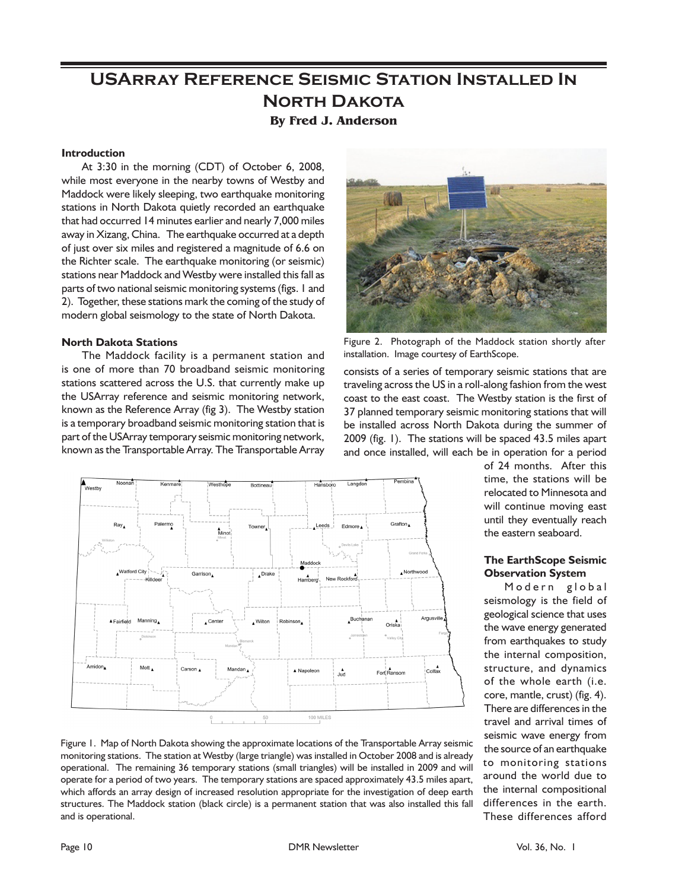# USArray Reference Seismic Station Installed In North Dakota

**By Fred J. Anderson**

### Introduction

At 3:30 in the morning (CDT) of October 6, 2008, while most everyone in the nearby towns of Westby and Maddock were likely sleeping, two earthquake monitoring stations in North Dakota quietly recorded an earthquake that had occurred 14 minutes earlier and nearly 7,000 miles away in Xizang, China. The earthquake occurred at a depth of just over six miles and registered a magnitude of 6.6 on the Richter scale. The earthquake monitoring (or seismic) stations near Maddock and Westby were installed this fall as parts of two national seismic monitoring systems (figs. 1 and 2). Together, these stations mark the coming of the study of modern global seismology to the state of North Dakota.

### North Dakota Stations

The Maddock facility is a permanent station and is one of more than 70 broadband seismic monitoring stations scattered across the U.S. that currently make up the USArray reference and seismic monitoring network, known as the Reference Array (fig 3). The Westby station is a temporary broadband seismic monitoring station that is part of the USArray temporary seismic monitoring network, known as the Transportable Array. The Transportable Array consists of a series of temporary seismic stations that are traveling across the US in a roll-along fashion from the west coast to the east coast. The Westby station is the first of 37 planned temporary seismic monitoring stations that will be installed across North Dakota during the summer of 2009 (fig. 1). The stations will be spaced 43.5 miles apart and once installed, will each be in operation for a period of 24 months. After this time, the stations will be relocated to Minnesota and will continue moving east until they eventually reach the eastern seaboard.

Figure 2. Photograph of the Maddock station shortly after installation. Image courtesy of EarthScope.

Figure 1. Map of North Dakota showing the approximate locations of the Transportable Array seismic monitoring stations. The station at Westby (large triangle) was installed in October 2008 and is already operational. The remaining 36 temporary stations (small triangles) will be installed in 2009 and will operate for a period of two years. The temporary stations are spaced approximately 43.5 miles apart, which affords an array design of increased resolution appropriate for the investigation of deep earth structures. The Maddock station (black circle) is a permanent station that was also installed this fall and is operational.

### The EarthScope Seismic Observation System

Modern global seismology is the field of geological science that uses the wave energy generated from earthquakes to study the internal composition, structure, and dynamics of the whole earth (i.e. core, mantle, crust) (fig. 4). There are differences in the travel and arrival times of seismic wave energy from the source of an earthquake to monitoring stations around the world due to the internal compositional differences in the earth. These differences afford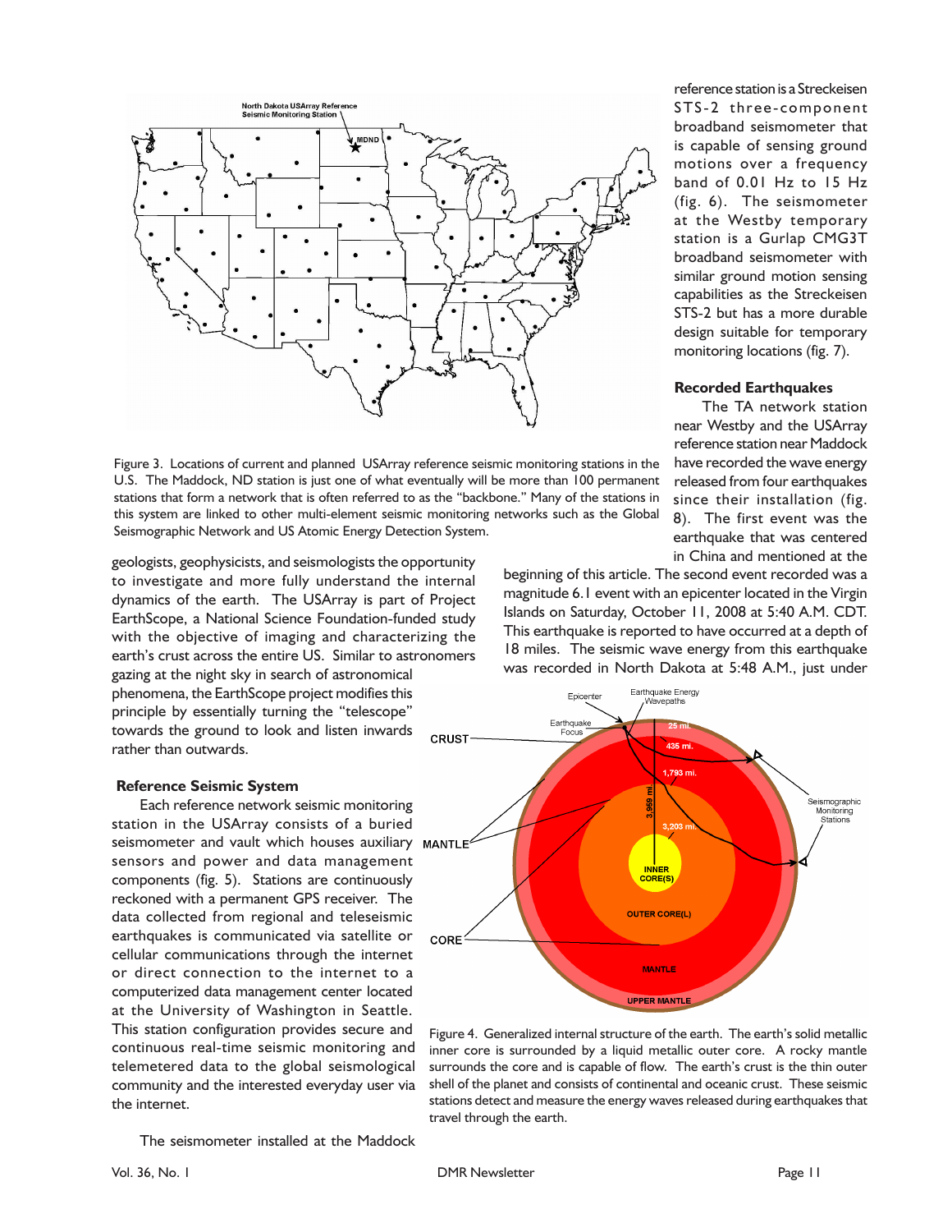Figure 3. Locations of current and planned USArray reference seismic monitoring stations in the U.S. The Maddock, ND station is just one of what eventually will be more than 100 permanent stations that form a network that is often referred to as the "backbone." Many of the stations in this system are linked to other multi-element seismic monitoring networks such as the Global Seismographic Network and US Atomic Energy Detection System.

geologists, geophysicists, and seismologists the opportunity to investigate and more fully understand the internal dynamics of the earth. The USArray is part of Project EarthScope, a National Science Foundation-funded study with the objective of imaging and characterizing the earth's crust across the entire US. Similar to astronomers gazing at the night sky in search of astronomical phenomena, the EarthScope project modifies this principle by essentially turning the "telescope" towards the ground to look and listen inwards rather than outwards.

## Reference Seismic System

Each reference network seismic monitoring station in the USArray consists of a buried seismometer and vault which houses auxiliary sensors and power and data management components (fig. 5). Stations are continuously reckoned with a permanent GPS receiver. The data collected from regional and teleseismic earthquakes is communicated via satellite or cellular communications through the internet or direct connection to the internet to a computerized data management center located at the University of Washington in Seattle. This station configuration provides secure and continuous real-time seismic monitoring and telemetered data to the global seismological community and the interested everyday user via the internet.

The seismometer installed at the Maddock reference station is a Streckeisen STS-2 three-component broadband seismometer that is capable of sensing ground motions over a frequency band of 0.01 Hz to 15 Hz (fig. 6). The seismometer at the Westby temporary station is a Gurlap CMG3T broadband seismometer with similar ground motion sensing capabilities as the Streckeisen STS-2 but has a more durable design suitable for temporary monitoring locations (fig. 7).

## Recorded Earthquakes

The TA network station near Westby and the USArray reference station near Maddock have recorded the wave energy released from four earthquakes since their installation (fig. 8). The first event was the earthquake that was centered in China and mentioned at the beginning of this article. The second event recorded was a magnitude 6.1 event with an epicenter located in the Virgin Islands on Saturday, October 11, 2008 at 5:40 A.M. CDT. This earthquake is reported to have occurred at a depth of 18 miles. The seismic wave energy from this earthquake was recorded in North Dakota at 5:48 A.M., just under

Figure 4. Generalized internal structure of the earth. The earth's solid metallic inner core is surrounded by a liquid metallic outer core. A rocky mantle surrounds the core and is capable of flow. The earth's crust is the thin outer shell of the planet and consists of continental and oceanic crust. These seismic stations detect and measure the energy waves released during earthquakes that travel through the earth.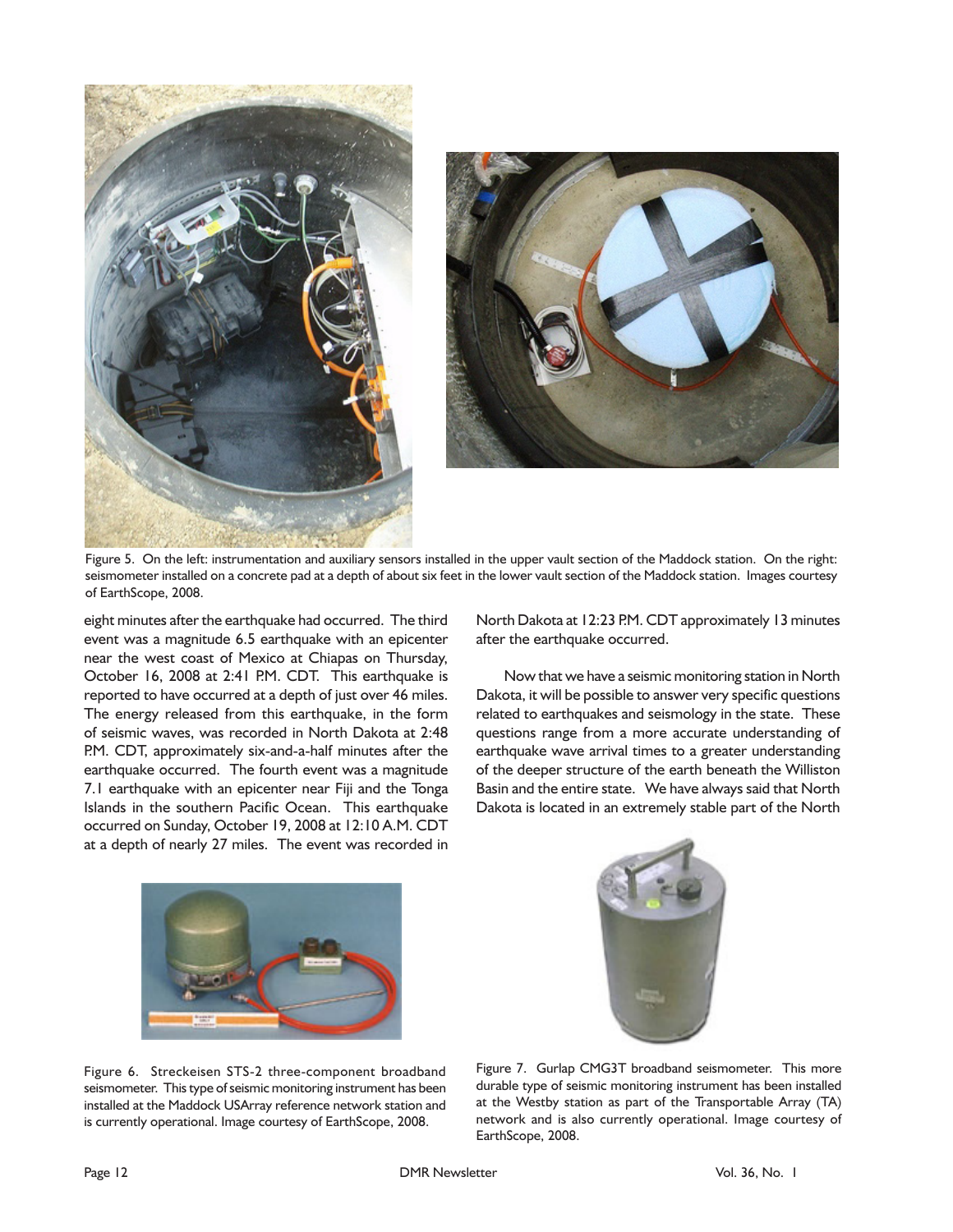Figure 5. On the left: instrumentation and auxiliary sensors installed in the upper vault section of the Maddock station. On the right: seismometer installed on a concrete pad at a depth of about six feet in the lower vault section of the Maddock station. Images courtesy of EarthScope, 2008.

eight minutes after the earthquake had occurred. The third event was a magnitude 6.5 earthquake with an epicenter near the west coast of Mexico at Chiapas on Thursday, October 16, 2008 at 2:41 P.M. CDT. This earthquake is reported to have occurred at a depth of just over 46 miles. The energy released from this earthquake, in the form of seismic waves, was recorded in North Dakota at 2:48 P.M. CDT, approximately six-and-a-half minutes after the earthquake occurred. The fourth event was a magnitude 7.1 earthquake with an epicenter near Fiji and the Tonga Islands in the southern Pacific Ocean. This earthquake occurred on Sunday, October 19, 2008 at 12:10 A.M. CDT at a depth of nearly 27 miles. The event was recorded in North Dakota at 12:23 P.M. CDT approximately 13 minutes after the earthquake occurred.

Now that we have a seismic monitoring station in North Dakota, it will be possible to answer very specific questions related to earthquakes and seismology in the state. These questions range from a more accurate understanding of earthquake wave arrival times to a greater understanding of the deeper structure of the earth beneath the Williston Basin and the entire state. We have always said that North Dakota is located in an extremely stable part of the North

Figure 6. Streckeisen STS-2 three-component broadband seismometer. This type of seismic monitoring instrument has been installed at the Maddock USArray reference network station and is currently operational. Image courtesy of EarthScope, 2008.

Figure 7. Gurlap CMG3T broadband seismometer. This more durable type of seismic monitoring instrument has been installed at the Westby station as part of the Transportable Array (TA) network and is also currently operational. Image courtesy of EarthScope, 2008.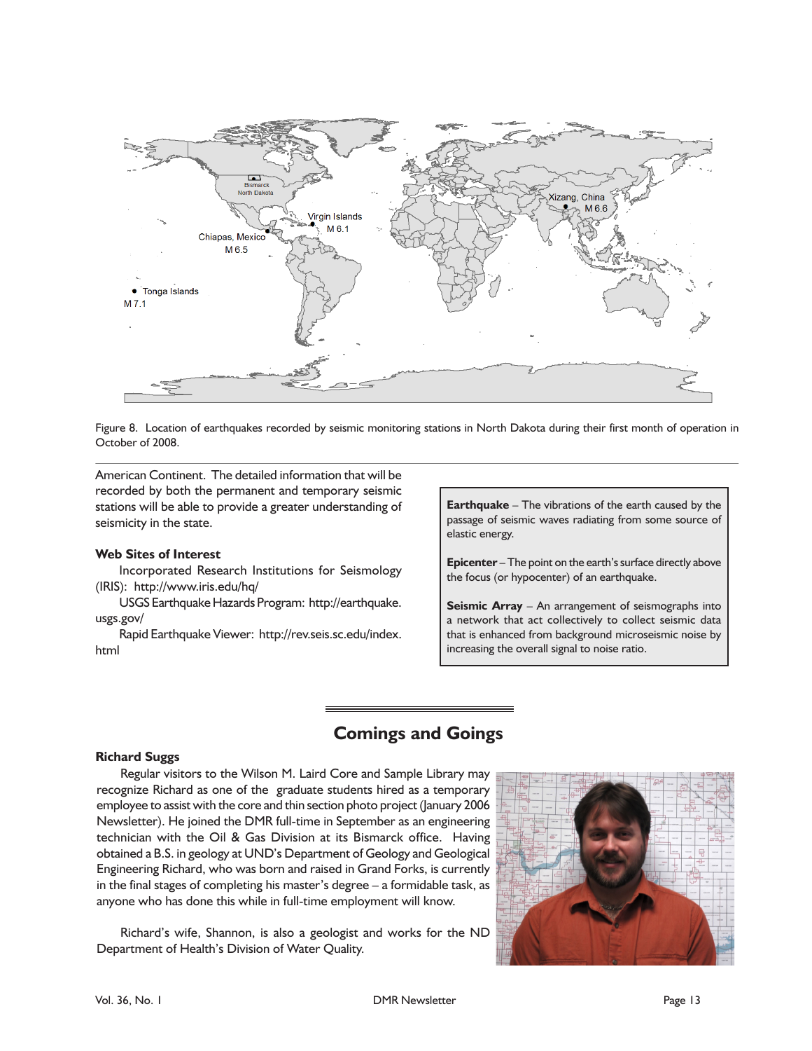Bismarck
North Dakota

Virgin Islands
M 6.1

Chiapas, Mexico
M 6.5

Xizang, China
M 6.6

Tonga Islands
M 7.1

Figure 8. Location of earthquakes recorded by seismic monitoring stations in North Dakota during their first month of operation in October of 2008.

American Continent. The detailed information that will be recorded by both the permanent and temporary seismic stations will be able to provide a greater understanding of seismicity in the state.

**Web Sites of Interest**

Incorporated Research Institutions for Seismology (IRIS): http://www.iris.edu/hq/

USGS Earthquake Hazards Program: http://earthquake.usgs.gov/

Rapid Earthquake Viewer: http://rev.seis.sc.edu/index.html

**Earthquake** – The vibrations of the earth caused by the passage of seismic waves radiating from some source of elastic energy.

**Epicenter** – The point on the earth's surface directly above the focus (or hypocenter) of an earthquake.

**Seismic Array** – An arrangement of seismographs into a network that act collectively to collect seismic data that is enhanced from background microseismic noise by increasing the overall signal to noise ratio.

## Comings and Goings

**Richard Suggs**

Regular visitors to the Wilson M. Laird Core and Sample Library may recognize Richard as one of the graduate students hired as a temporary employee to assist with the core and thin section photo project (January 2006 Newsletter). He joined the DMR full-time in September as an engineering technician with the Oil & Gas Division at its Bismarck office. Having obtained a B.S. in geology at UND's Department of Geology and Geological Engineering Richard, who was born and raised in Grand Forks, is currently in the final stages of completing his master's degree – a formidable task, as anyone who has done this while in full-time employment will know.

Richard's wife, Shannon, is also a geologist and works for the ND Department of Health's Division of Water Quality.